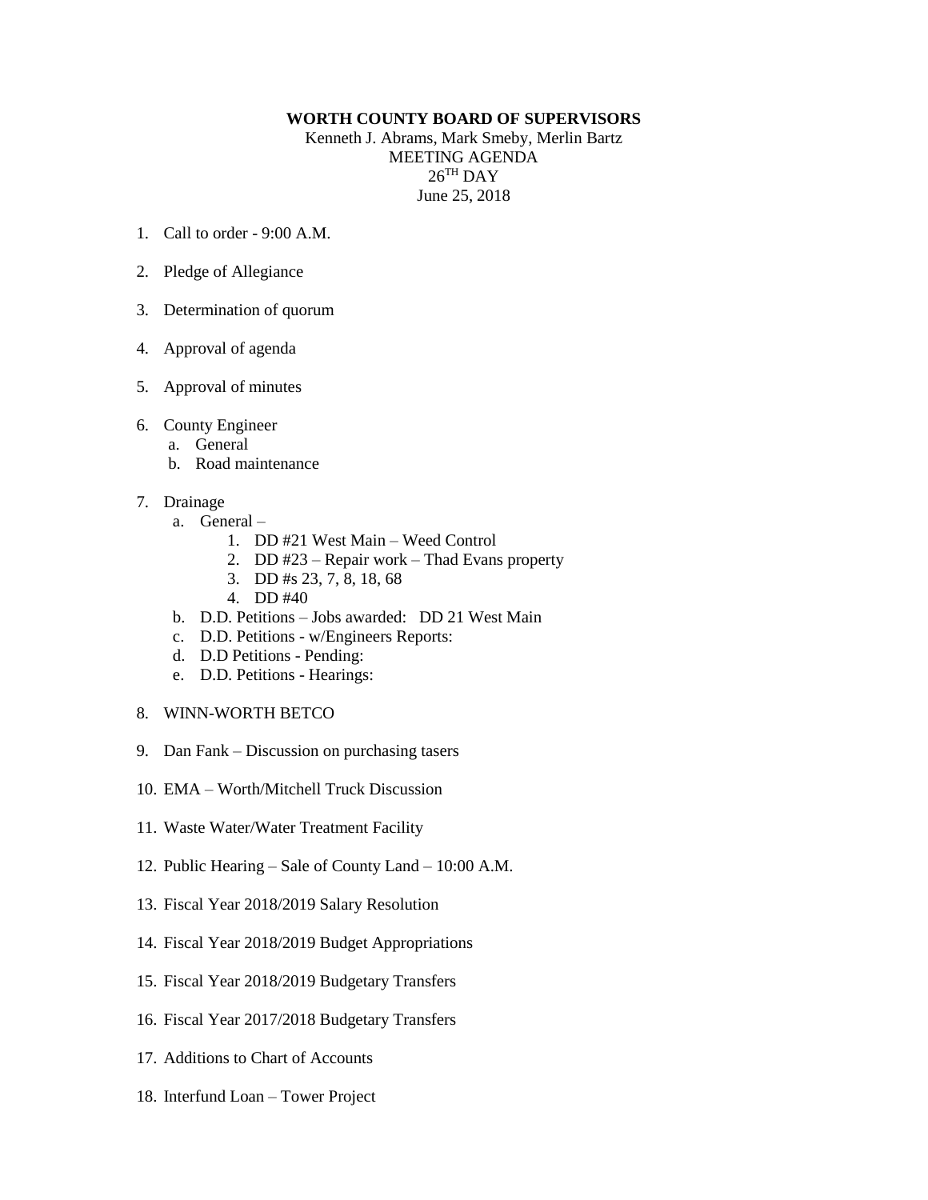**WORTH COUNTY BOARD OF SUPERVISORS**

Kenneth J. Abrams, Mark Smeby, Merlin Bartz

MEETING AGENDA

26TH DAY

June 25, 2018

1. Call to order - 9:00 A.M.

2. Pledge of Allegiance

3. Determination of quorum

4. Approval of agenda

5. Approval of minutes

6. County Engineer
   a. General
   b. Road maintenance

7. Drainage
   a. General –
      1. DD #21 West Main – Weed Control
      2. DD #23 – Repair work – Thad Evans property
      3. DD #s 23, 7, 8, 18, 68
      4. DD #40
   b. D.D. Petitions – Jobs awarded: DD 21 West Main
   c. D.D. Petitions - w/Engineers Reports:
   d. D.D Petitions - Pending:
   e. D.D. Petitions - Hearings:

8. WINN-WORTH BETCO

9. Dan Fank – Discussion on purchasing tasers

10. EMA – Worth/Mitchell Truck Discussion

11. Waste Water/Water Treatment Facility

12. Public Hearing – Sale of County Land – 10:00 A.M.

13. Fiscal Year 2018/2019 Salary Resolution

14. Fiscal Year 2018/2019 Budget Appropriations

15. Fiscal Year 2018/2019 Budgetary Transfers

16. Fiscal Year 2017/2018 Budgetary Transfers

17. Additions to Chart of Accounts

18. Interfund Loan – Tower Project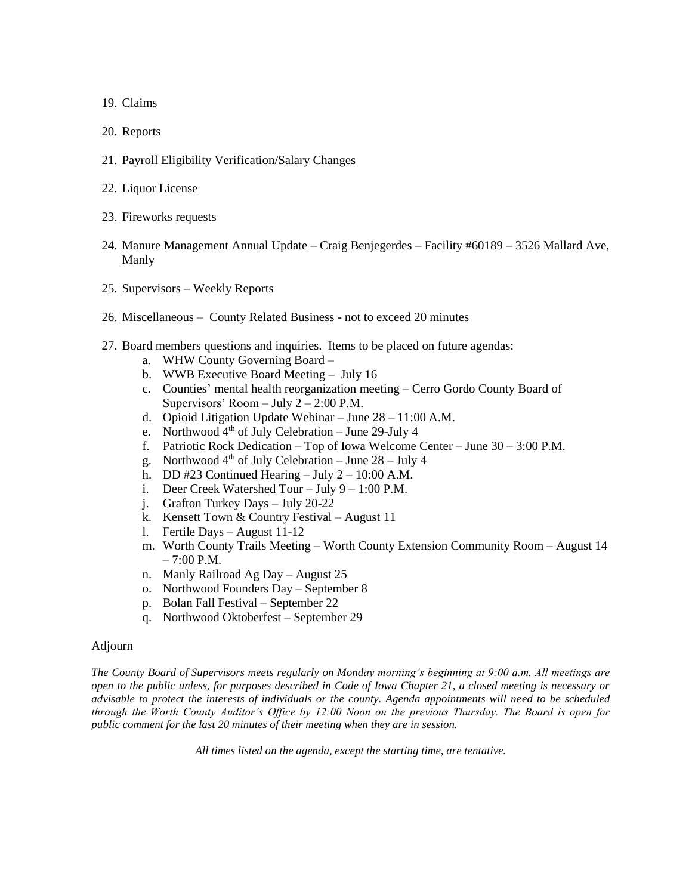19. Claims

20. Reports

21. Payroll Eligibility Verification/Salary Changes

22. Liquor License

23. Fireworks requests

24. Manure Management Annual Update – Craig Benjegerdes – Facility #60189 – 3526 Mallard Ave, Manly

25. Supervisors – Weekly Reports

26. Miscellaneous – County Related Business - not to exceed 20 minutes

27. Board members questions and inquiries. Items to be placed on future agendas:
    a. WHW County Governing Board –
    b. WWB Executive Board Meeting – July 16
    c. Counties' mental health reorganization meeting – Cerro Gordo County Board of Supervisors' Room – July 2 – 2:00 P.M.
    d. Opioid Litigation Update Webinar – June 28 – 11:00 A.M.
    e. Northwood 4th of July Celebration – June 29-July 4
    f. Patriotic Rock Dedication – Top of Iowa Welcome Center – June 30 – 3:00 P.M.
    g. Northwood 4th of July Celebration – June 28 – July 4
    h. DD #23 Continued Hearing – July 2 – 10:00 A.M.
    i. Deer Creek Watershed Tour – July 9 – 1:00 P.M.
    j. Grafton Turkey Days – July 20-22
    k. Kensett Town & Country Festival – August 11
    l. Fertile Days – August 11-12
    m. Worth County Trails Meeting – Worth County Extension Community Room – August 14 – 7:00 P.M.
    n. Manly Railroad Ag Day – August 25
    o. Northwood Founders Day – September 8
    p. Bolan Fall Festival – September 22
    q. Northwood Oktoberfest – September 29

Adjourn

*The County Board of Supervisors meets regularly on Monday morning's beginning at 9:00 a.m. All meetings are open to the public unless, for purposes described in Code of Iowa Chapter 21, a closed meeting is necessary or advisable to protect the interests of individuals or the county. Agenda appointments will need to be scheduled through the Worth County Auditor's Office by 12:00 Noon on the previous Thursday. The Board is open for public comment for the last 20 minutes of their meeting when they are in session.*

*All times listed on the agenda, except the starting time, are tentative.*